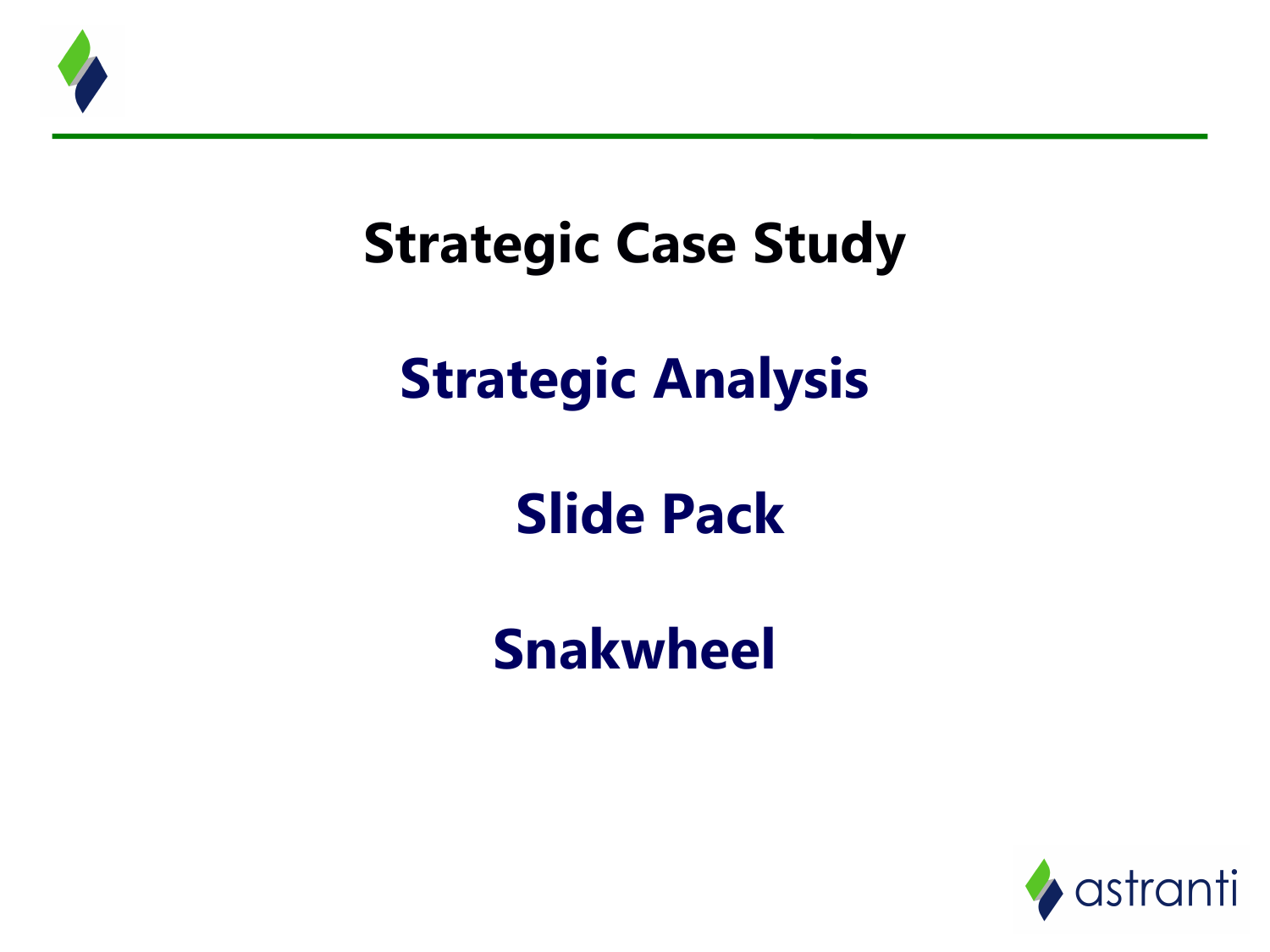# Strategic Case Study

## Strategic Analysis

## Slide Pack

## Snakwheel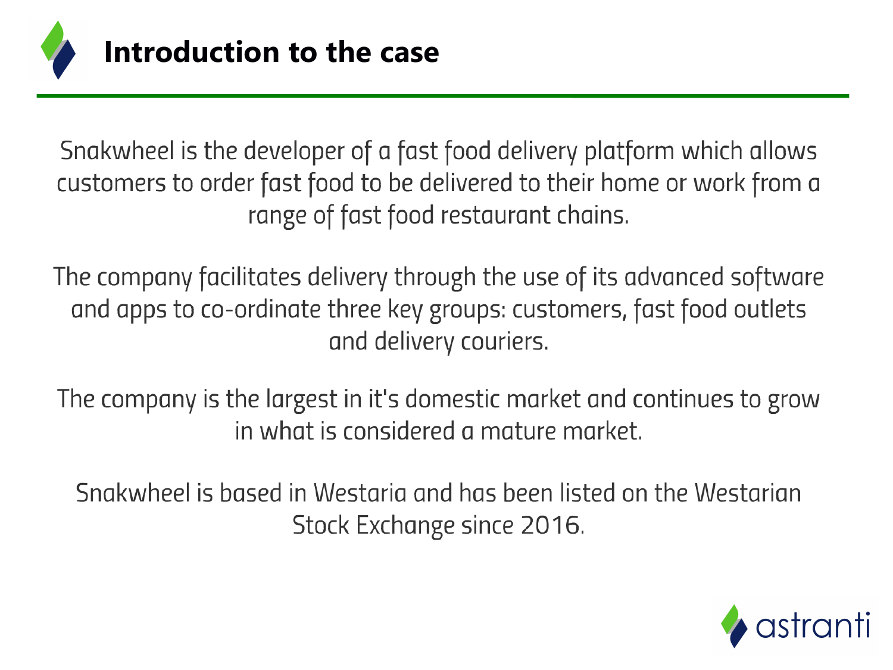# Introduction to the case

Snakwheel is the developer of a fast food delivery platform which allows customers to order fast food to be delivered to their home or work from a range of fast food restaurant chains.

The company facilitates delivery through the use of its advanced software and apps to co-ordinate three key groups: customers, fast food outlets and delivery couriers.

The company is the largest in it's domestic market and continues to grow in what is considered a mature market.

Snakwheel is based in Westaria and has been listed on the Westarian Stock Exchange since 2016.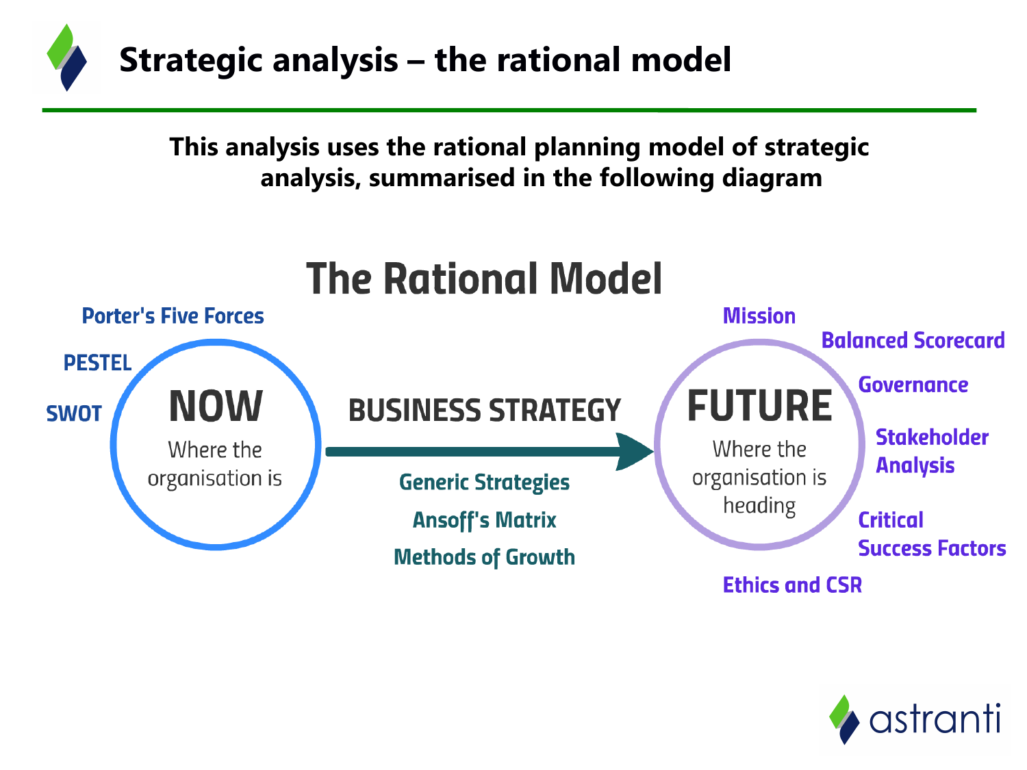# Strategic analysis – the rational model

**This analysis uses the rational planning model of strategic analysis, summarised in the following diagram**

## The Rational Model

Porter's Five Forces

PESTEL

SWOT

**NOW**

Where the organisation is

**BUSINESS STRATEGY**

Generic Strategies

Ansoff's Matrix

Methods of Growth

**FUTURE**

Where the organisation is heading

Mission

Balanced Scorecard

Governance

Stakeholder Analysis

Critical Success Factors

Ethics and CSR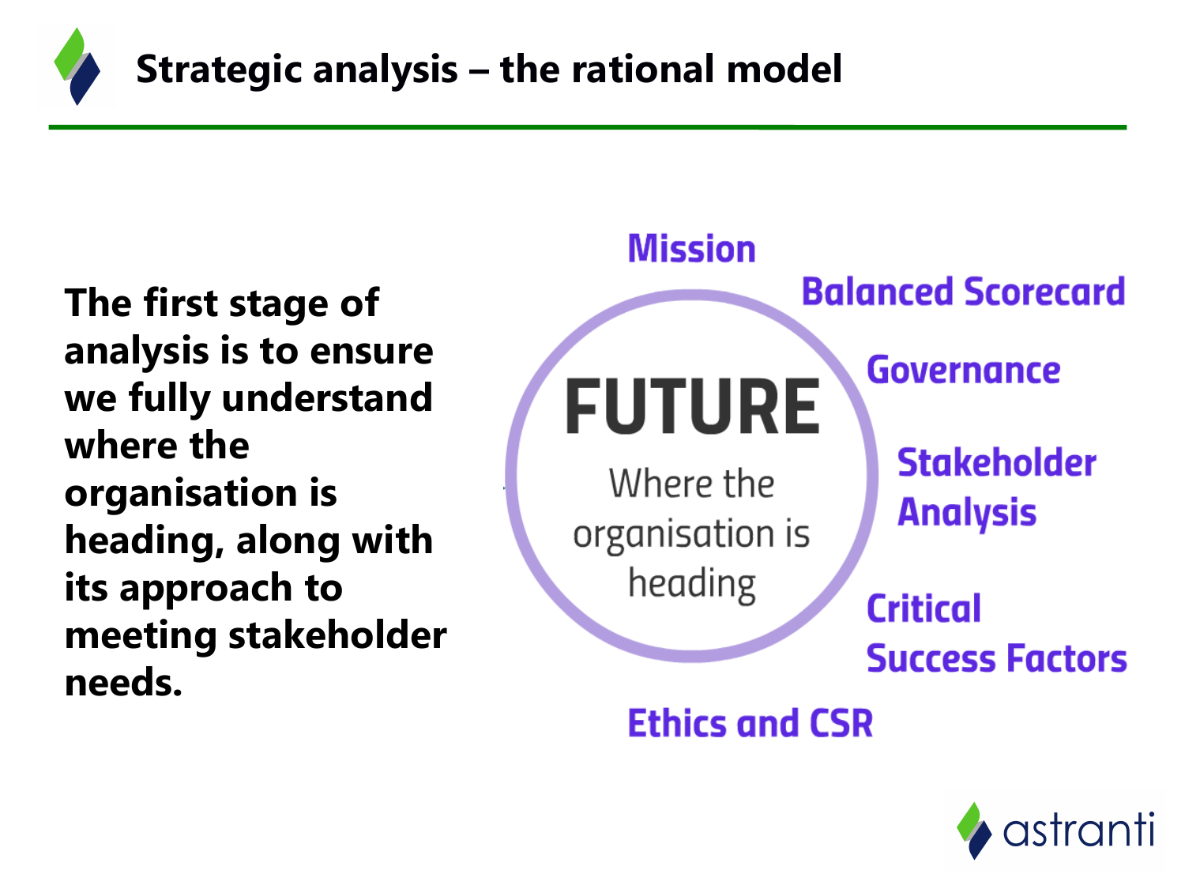# Strategic analysis – the rational model

**The first stage of analysis is to ensure we fully understand where the organisation is heading, along with its approach to meeting stakeholder needs.**

**FUTURE**

Where the organisation is heading

- Mission
- Balanced Scorecard
- Governance
- Stakeholder Analysis
- Critical Success Factors
- Ethics and CSR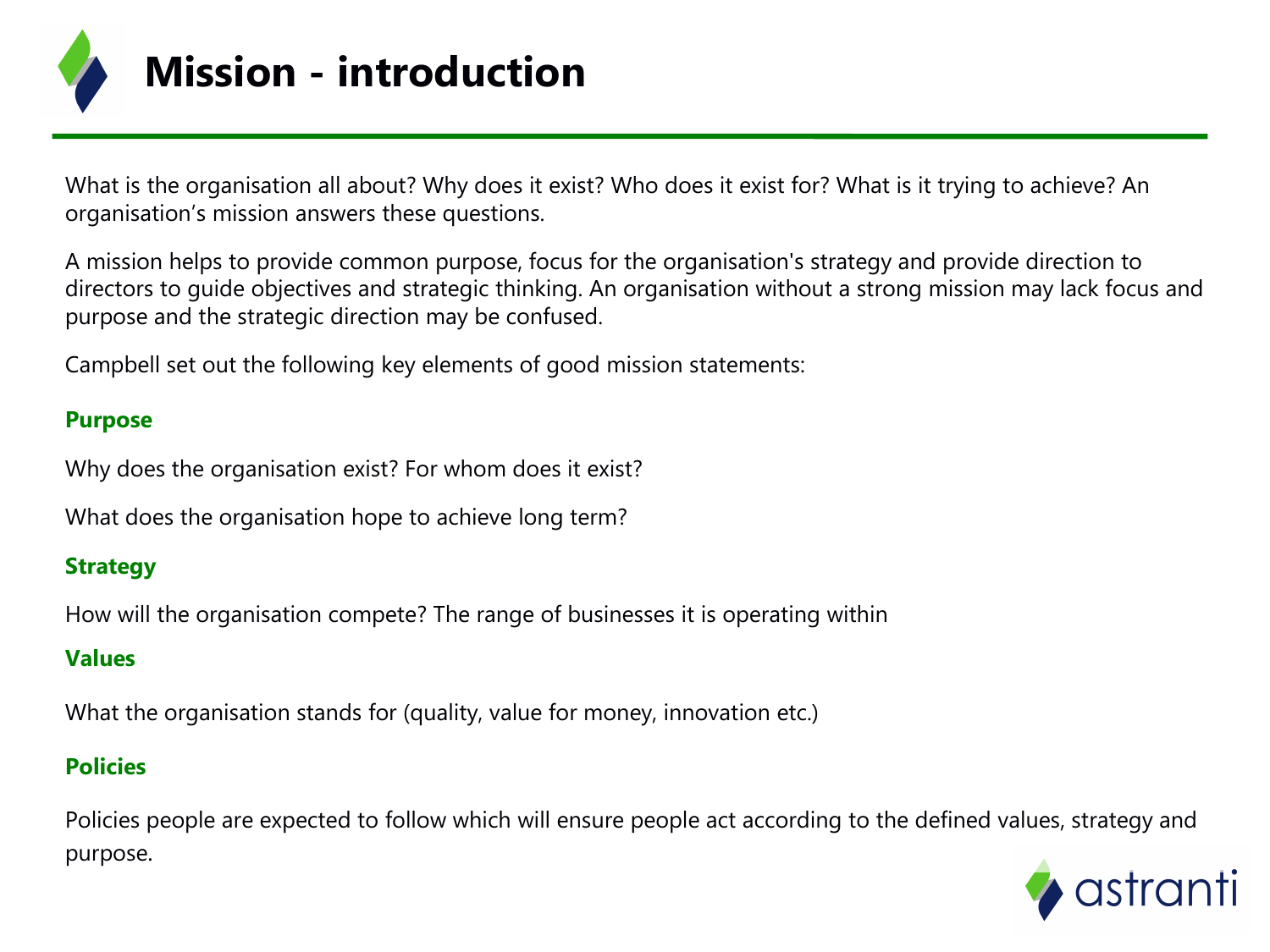# Mission - introduction

What is the organisation all about? Why does it exist? Who does it exist for? What is it trying to achieve? An organisation's mission answers these questions.

A mission helps to provide common purpose, focus for the organisation's strategy and provide direction to directors to guide objectives and strategic thinking. An organisation without a strong mission may lack focus and purpose and the strategic direction may be confused.

Campbell set out the following key elements of good mission statements:

**Purpose**

Why does the organisation exist? For whom does it exist?

What does the organisation hope to achieve long term?

**Strategy**

How will the organisation compete? The range of businesses it is operating within

**Values**

What the organisation stands for (quality, value for money, innovation etc.)

**Policies**

Policies people are expected to follow which will ensure people act according to the defined values, strategy and purpose.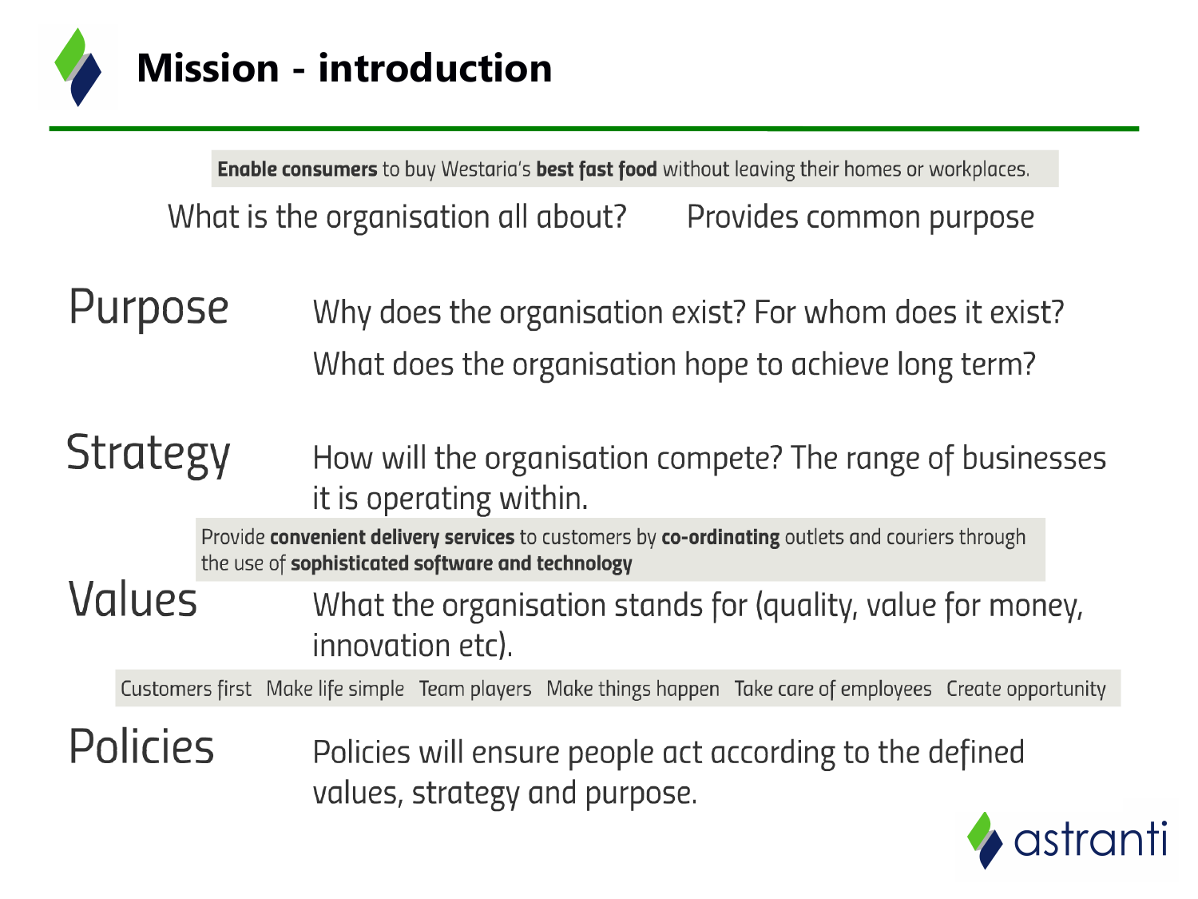# Mission - introduction

**Enable consumers** to buy Westaria's **best fast food** without leaving their homes or workplaces.

What is the organisation all about? Provides common purpose

## Purpose

Why does the organisation exist? For whom does it exist?

What does the organisation hope to achieve long term?

## Strategy

How will the organisation compete? The range of businesses it is operating within.

Provide **convenient delivery services** to customers by **co-ordinating** outlets and couriers through the use of **sophisticated software and technology**

## Values

What the organisation stands for (quality, value for money, innovation etc).

Customers first Make life simple Team players Make things happen Take care of employees Create opportunity

## Policies

Policies will ensure people act according to the defined values, strategy and purpose.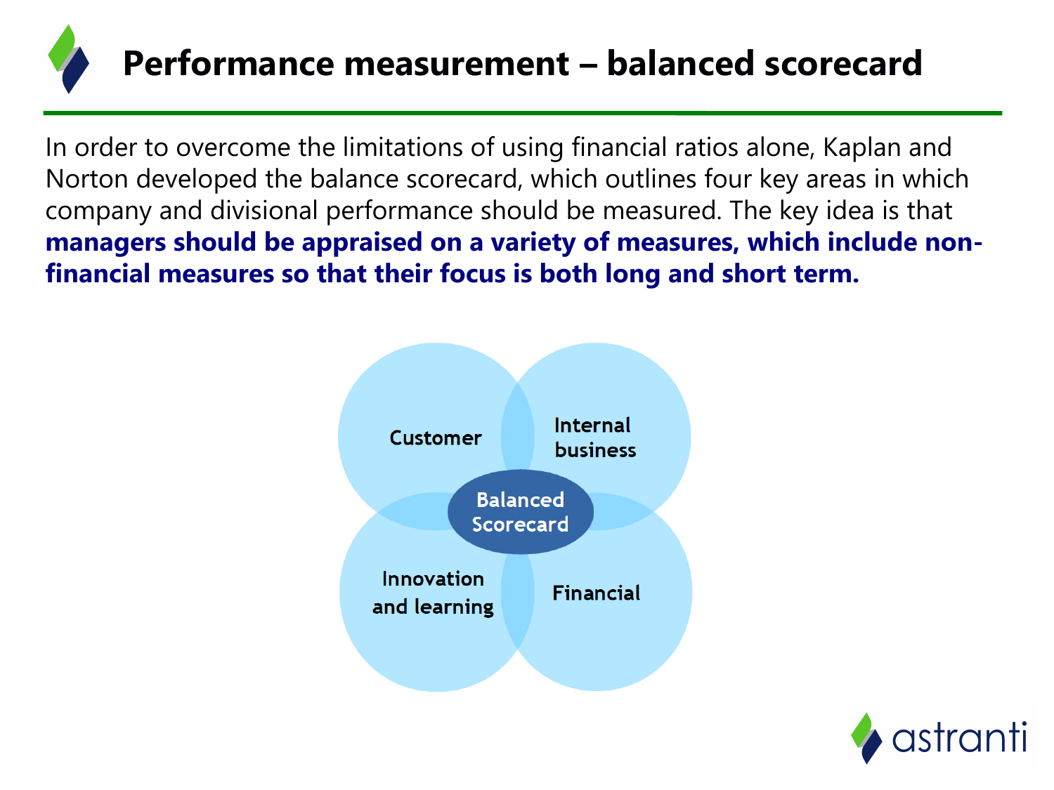# Performance measurement – balanced scorecard

In order to overcome the limitations of using financial ratios alone, Kaplan and Norton developed the balance scorecard, which outlines four key areas in which company and divisional performance should be measured. The key idea is that **managers should be appraised on a variety of measures, which include non-financial measures so that their focus is both long and short term.**

Balanced Scorecard

- Customer
- Internal business
- Innovation and learning
- Financial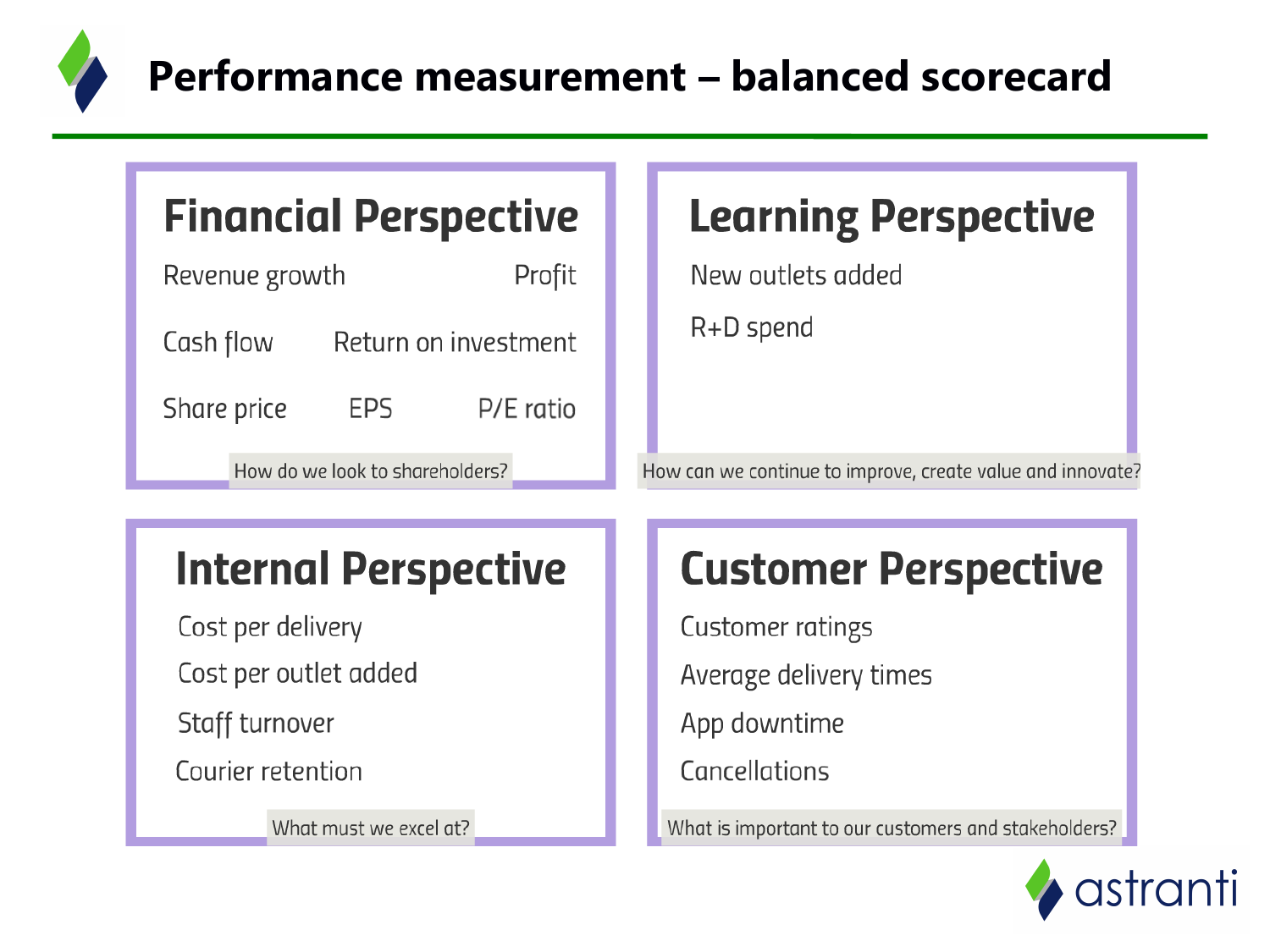# Performance measurement – balanced scorecard

## Financial Perspective

Revenue growth
Profit
Cash flow
Return on investment
Share price
EPS
P/E ratio

How do we look to shareholders?

## Learning Perspective

New outlets added
R+D spend

How can we continue to improve, create value and innovate?

## Internal Perspective

Cost per delivery
Cost per outlet added
Staff turnover
Courier retention

What must we excel at?

## Customer Perspective

Customer ratings
Average delivery times
App downtime
Cancellations

What is important to our customers and stakeholders?